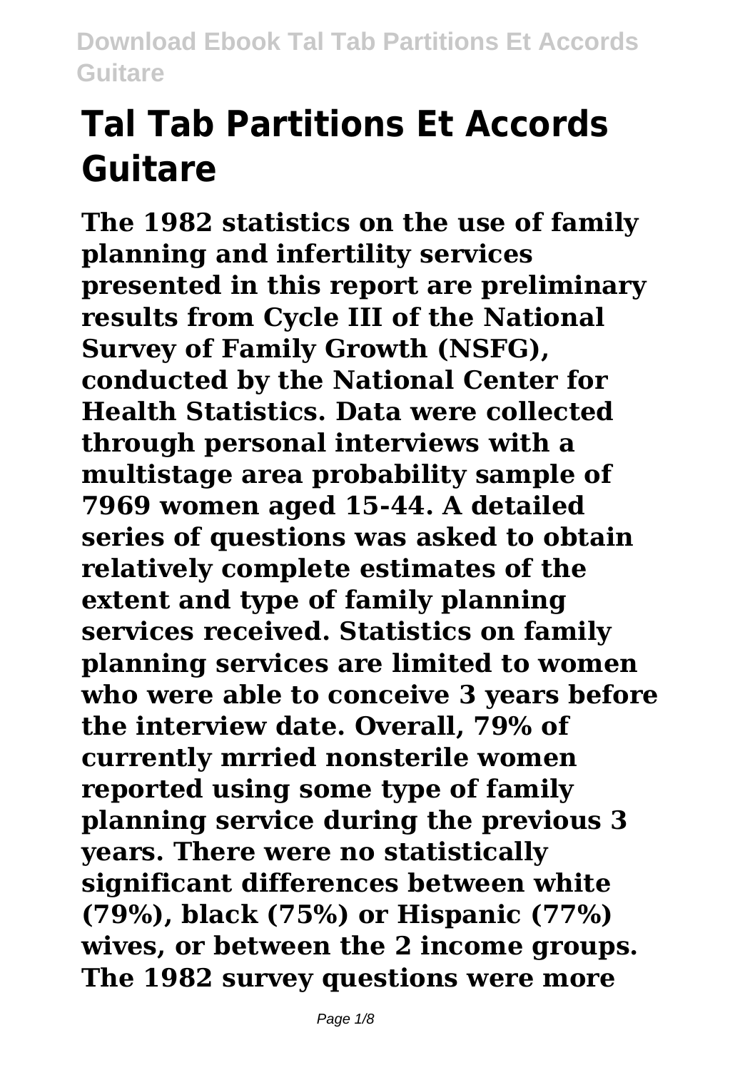# Tal Tab Partitions Et Accords Guitare

**The 1982 statistics on the use of family planning and infertility services presented in this report are preliminary results from Cycle III of the National Survey of Family Growth (NSFG), conducted by the National Center for Health Statistics. Data were collected through personal interviews with a multistage area probability sample of 7969 women aged 15-44. A detailed series of questions was asked to obtain relatively complete estimates of the extent and type of family planning services received. Statistics on family planning services are limited to women who were able to conceive 3 years before the interview date. Overall, 79% of currently mrried nonsterile women reported using some type of family planning service during the previous 3 years. There were no statistically significant differences between white (79%), black (75%) or Hispanic (77%) wives, or between the 2 income groups. The 1982 survey questions were more**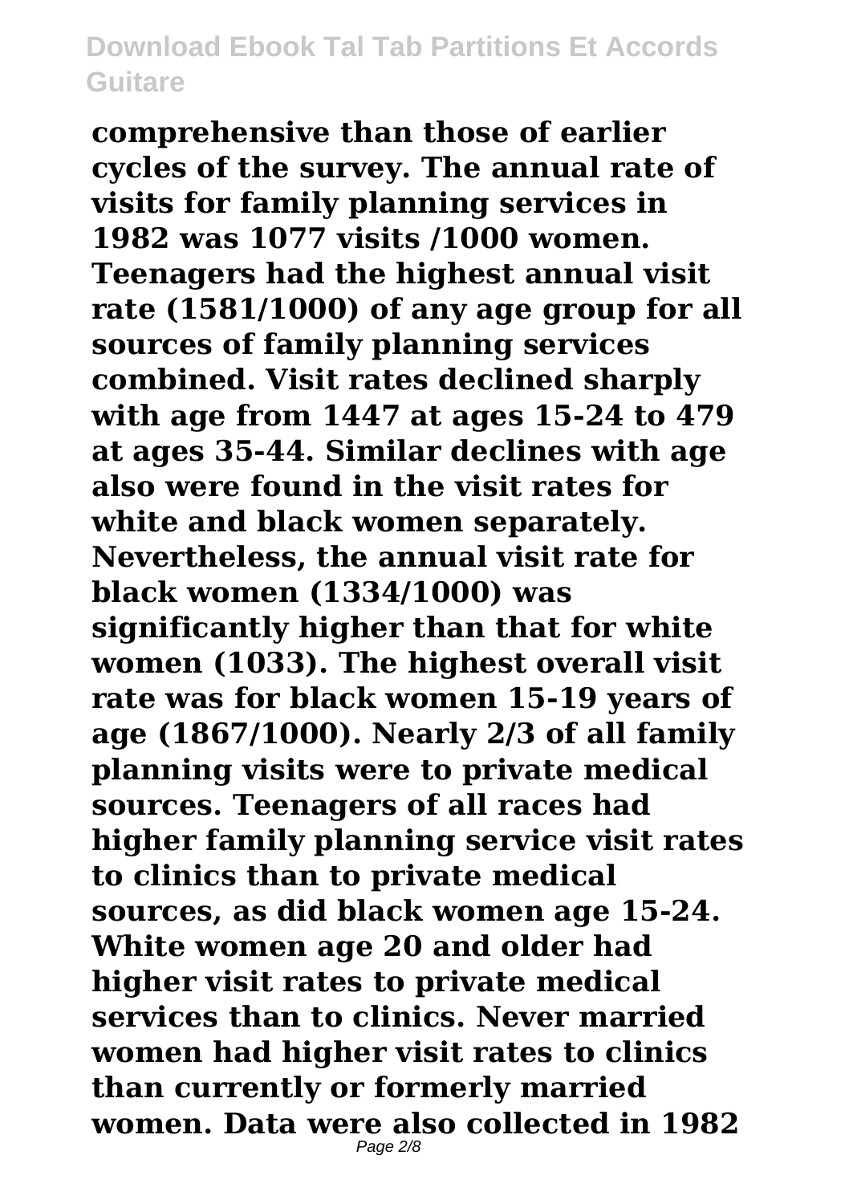**comprehensive than those of earlier cycles of the survey. The annual rate of visits for family planning services in 1982 was 1077 visits /1000 women. Teenagers had the highest annual visit rate (1581/1000) of any age group for all sources of family planning services combined. Visit rates declined sharply with age from 1447 at ages 15-24 to 479 at ages 35-44. Similar declines with age also were found in the visit rates for white and black women separately. Nevertheless, the annual visit rate for black women (1334/1000) was significantly higher than that for white women (1033). The highest overall visit rate was for black women 15-19 years of age (1867/1000). Nearly 2/3 of all family planning visits were to private medical sources. Teenagers of all races had higher family planning service visit rates to clinics than to private medical sources, as did black women age 15-24. White women age 20 and older had higher visit rates to private medical services than to clinics. Never married women had higher visit rates to clinics than currently or formerly married women. Data were also collected in 1982**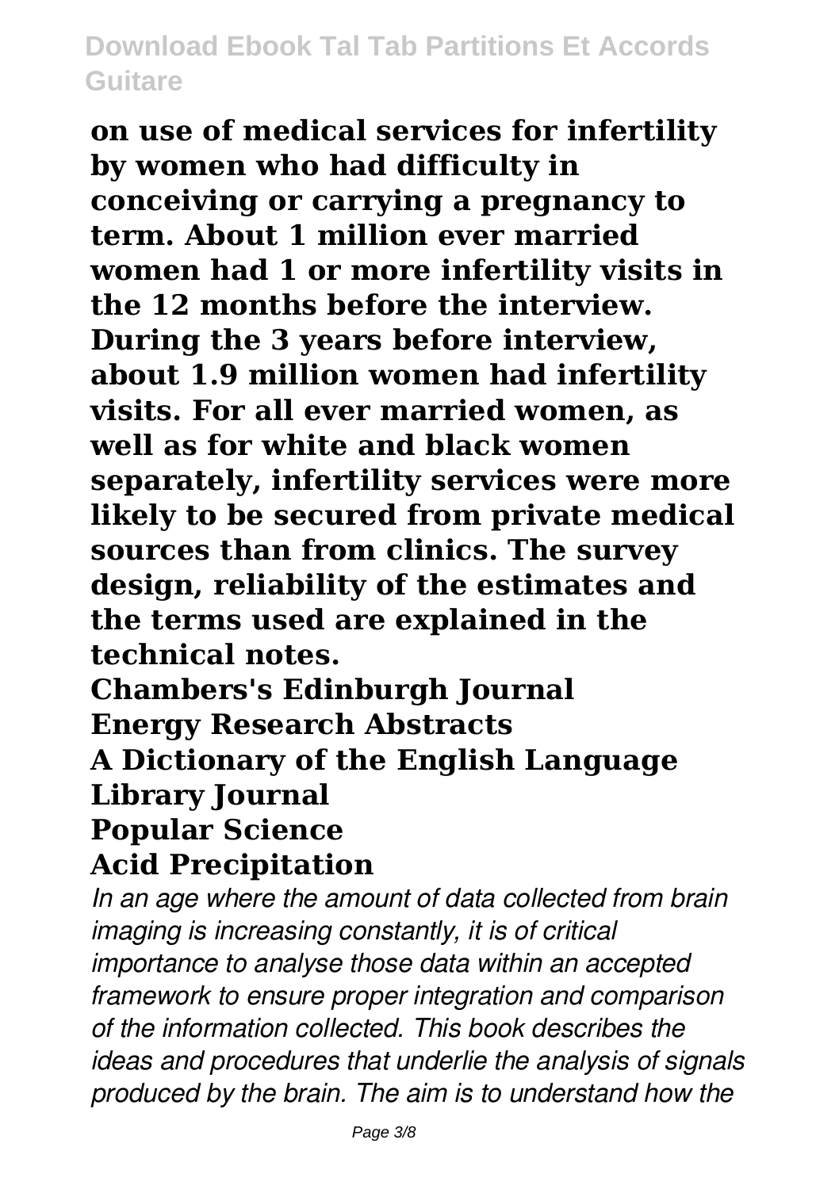**on use of medical services for infertility by women who had difficulty in conceiving or carrying a pregnancy to term. About 1 million ever married women had 1 or more infertility visits in the 12 months before the interview. During the 3 years before interview, about 1.9 million women had infertility visits. For all ever married women, as well as for white and black women separately, infertility services were more likely to be secured from private medical sources than from clinics. The survey design, reliability of the estimates and the terms used are explained in the technical notes.**

**Chambers's Edinburgh Journal**
**Energy Research Abstracts**
**A Dictionary of the English Language**
**Library Journal**
**Popular Science**
**Acid Precipitation**

*In an age where the amount of data collected from brain imaging is increasing constantly, it is of critical importance to analyse those data within an accepted framework to ensure proper integration and comparison of the information collected. This book describes the ideas and procedures that underlie the analysis of signals produced by the brain. The aim is to understand how the*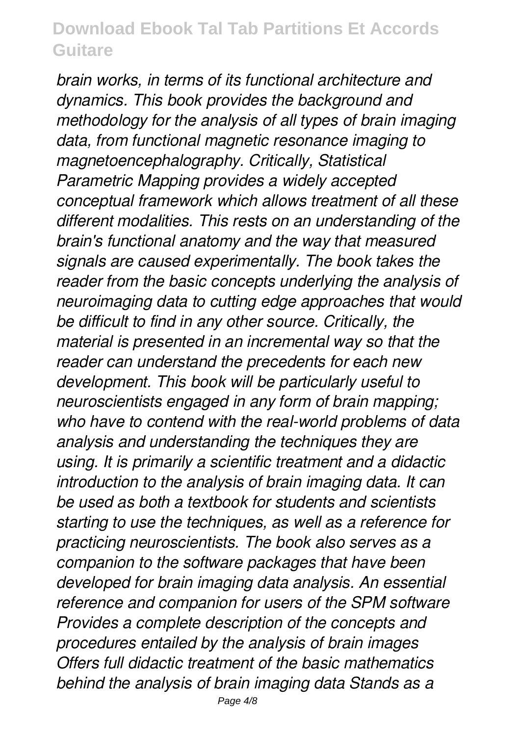*brain works, in terms of its functional architecture and dynamics. This book provides the background and methodology for the analysis of all types of brain imaging data, from functional magnetic resonance imaging to magnetoencephalography. Critically, Statistical Parametric Mapping provides a widely accepted conceptual framework which allows treatment of all these different modalities. This rests on an understanding of the brain's functional anatomy and the way that measured signals are caused experimentally. The book takes the reader from the basic concepts underlying the analysis of neuroimaging data to cutting edge approaches that would be difficult to find in any other source. Critically, the material is presented in an incremental way so that the reader can understand the precedents for each new development. This book will be particularly useful to neuroscientists engaged in any form of brain mapping; who have to contend with the real-world problems of data analysis and understanding the techniques they are using. It is primarily a scientific treatment and a didactic introduction to the analysis of brain imaging data. It can be used as both a textbook for students and scientists starting to use the techniques, as well as a reference for practicing neuroscientists. The book also serves as a companion to the software packages that have been developed for brain imaging data analysis. An essential reference and companion for users of the SPM software Provides a complete description of the concepts and procedures entailed by the analysis of brain images Offers full didactic treatment of the basic mathematics behind the analysis of brain imaging data Stands as a*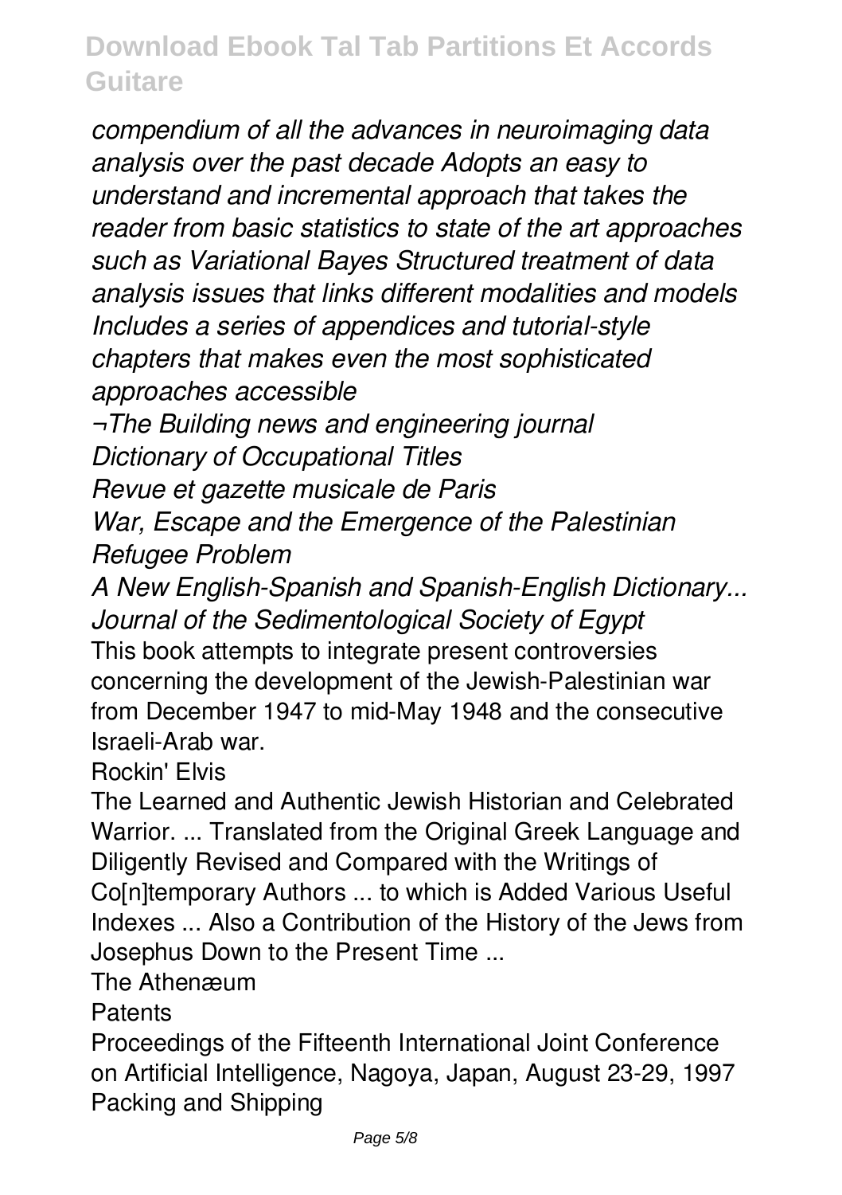*compendium of all the advances in neuroimaging data analysis over the past decade Adopts an easy to understand and incremental approach that takes the reader from basic statistics to state of the art approaches such as Variational Bayes Structured treatment of data analysis issues that links different modalities and models Includes a series of appendices and tutorial-style chapters that makes even the most sophisticated approaches accessible*

*¬The Building news and engineering journal*

*Dictionary of Occupational Titles*

*Revue et gazette musicale de Paris*

*War, Escape and the Emergence of the Palestinian Refugee Problem*

*A New English-Spanish and Spanish-English Dictionary...*

*Journal of the Sedimentological Society of Egypt*

This book attempts to integrate present controversies concerning the development of the Jewish-Palestinian war from December 1947 to mid-May 1948 and the consecutive Israeli-Arab war.

Rockin' Elvis

The Learned and Authentic Jewish Historian and Celebrated Warrior. ... Translated from the Original Greek Language and Diligently Revised and Compared with the Writings of Co[n]temporary Authors ... to which is Added Various Useful Indexes ... Also a Contribution of the History of the Jews from Josephus Down to the Present Time ...

The Athenæum

Patents

Proceedings of the Fifteenth International Joint Conference on Artificial Intelligence, Nagoya, Japan, August 23-29, 1997

Packing and Shipping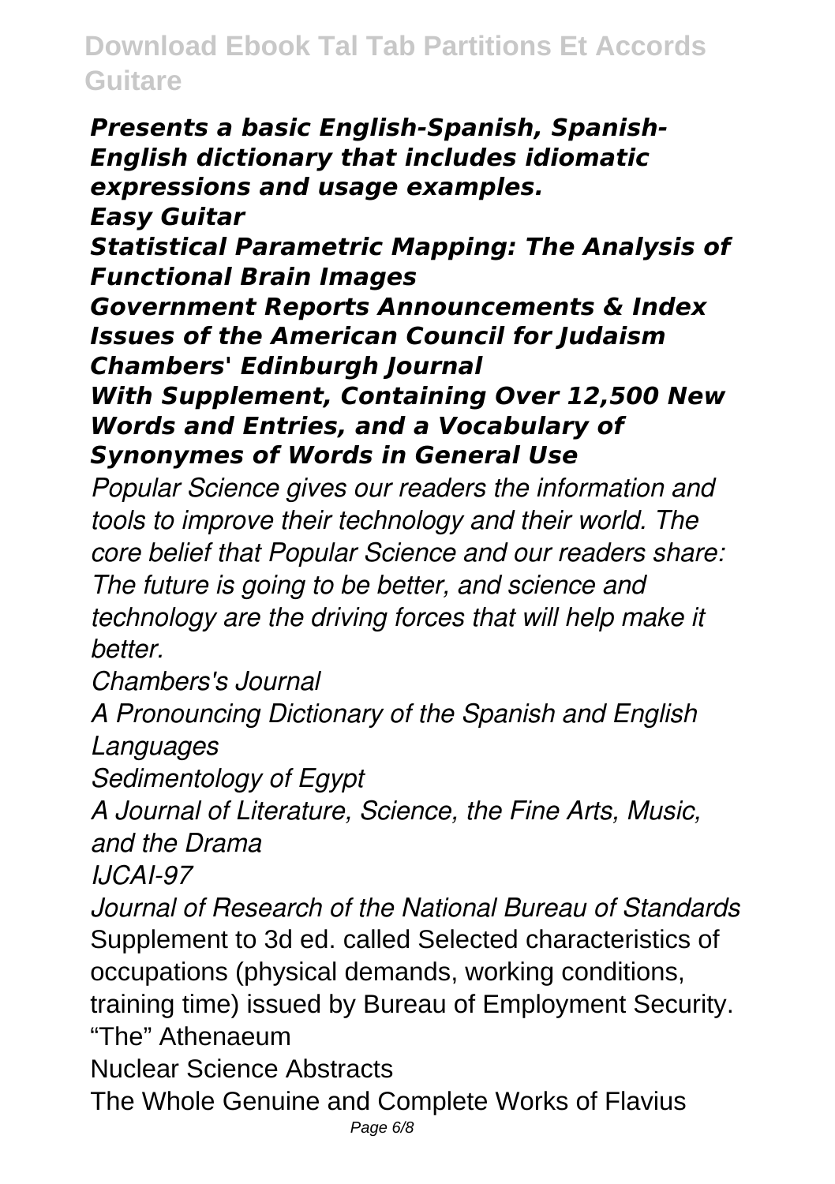***Presents a basic English-Spanish, Spanish-English dictionary that includes idiomatic expressions and usage examples.***
***Easy Guitar***
***Statistical Parametric Mapping: The Analysis of Functional Brain Images***
***Government Reports Announcements & Index***
***Issues of the American Council for Judaism***
***Chambers' Edinburgh Journal***
***With Supplement, Containing Over 12,500 New Words and Entries, and a Vocabulary of Synonymes of Words in General Use***

*Popular Science gives our readers the information and tools to improve their technology and their world. The core belief that Popular Science and our readers share: The future is going to be better, and science and technology are the driving forces that will help make it better.*

*Chambers's Journal*

*A Pronouncing Dictionary of the Spanish and English Languages*

*Sedimentology of Egypt*

*A Journal of Literature, Science, the Fine Arts, Music, and the Drama*

*IJCAI-97*

*Journal of Research of the National Bureau of Standards*

Supplement to 3d ed. called Selected characteristics of occupations (physical demands, working conditions, training time) issued by Bureau of Employment Security.

"The" Athenaeum

Nuclear Science Abstracts

The Whole Genuine and Complete Works of Flavius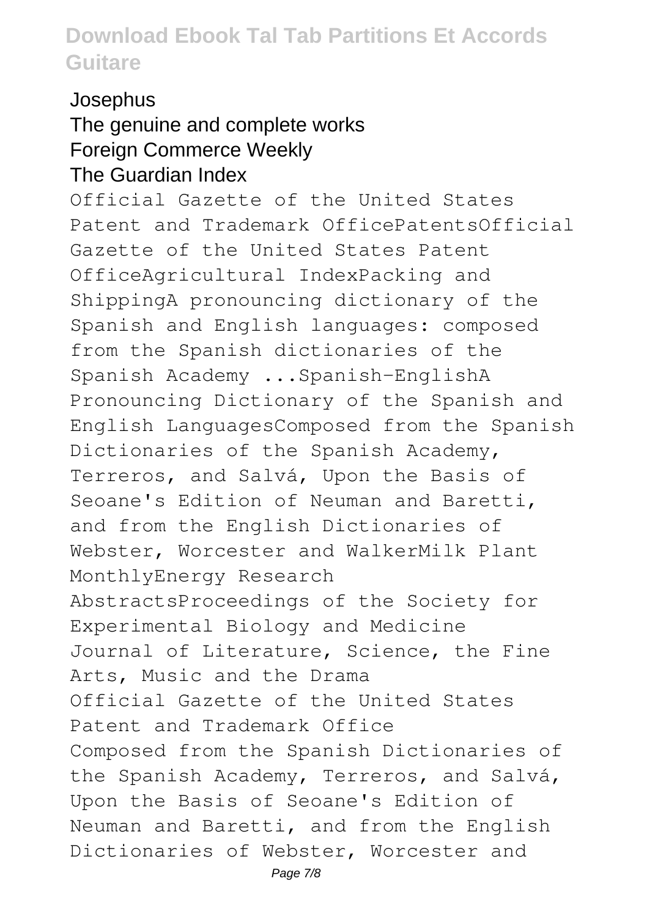Josephus
The genuine and complete works
Foreign Commerce Weekly
The Guardian Index

Official Gazette of the United States Patent and Trademark OfficePatentsOfficial Gazette of the United States Patent OfficeAgricultural IndexPacking and ShippingA pronouncing dictionary of the Spanish and English languages: composed from the Spanish dictionaries of the Spanish Academy ...Spanish-EnglishA Pronouncing Dictionary of the Spanish and English LanguagesComposed from the Spanish Dictionaries of the Spanish Academy, Terreros, and Salvá, Upon the Basis of Seoane's Edition of Neuman and Baretti, and from the English Dictionaries of Webster, Worcester and WalkerMilk Plant MonthlyEnergy Research AbstractsProceedings of the Society for Experimental Biology and Medicine
Journal of Literature, Science, the Fine Arts, Music and the Drama
Official Gazette of the United States Patent and Trademark Office
Composed from the Spanish Dictionaries of the Spanish Academy, Terreros, and Salvá, Upon the Basis of Seoane's Edition of Neuman and Baretti, and from the English Dictionaries of Webster, Worcester and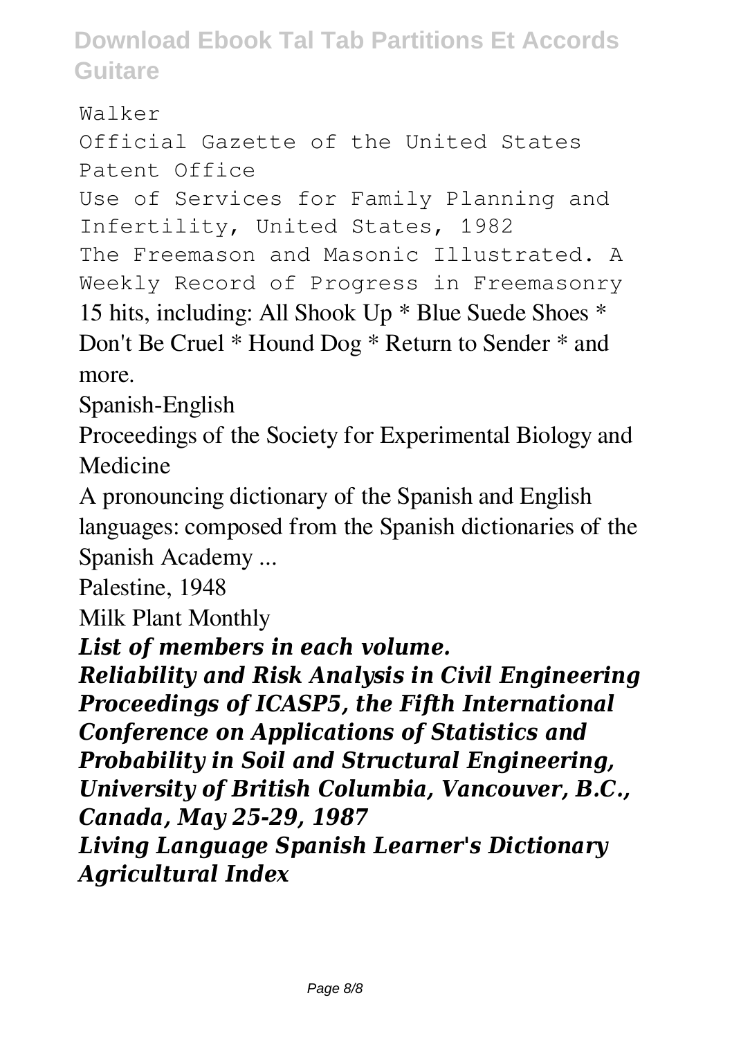Walker

Official Gazette of the United States Patent Office

Use of Services for Family Planning and Infertility, United States, 1982

The Freemason and Masonic Illustrated. A Weekly Record of Progress in Freemasonry

15 hits, including: All Shook Up * Blue Suede Shoes * Don't Be Cruel * Hound Dog * Return to Sender * and more.

Spanish-English

Proceedings of the Society for Experimental Biology and Medicine

A pronouncing dictionary of the Spanish and English languages: composed from the Spanish dictionaries of the Spanish Academy ...

Palestine, 1948

Milk Plant Monthly

***List of members in each volume.***

***Reliability and Risk Analysis in Civil Engineering Proceedings of ICASP5, the Fifth International Conference on Applications of Statistics and Probability in Soil and Structural Engineering, University of British Columbia, Vancouver, B.C., Canada, May 25-29, 1987***

***Living Language Spanish Learner's Dictionary***

***Agricultural Index***